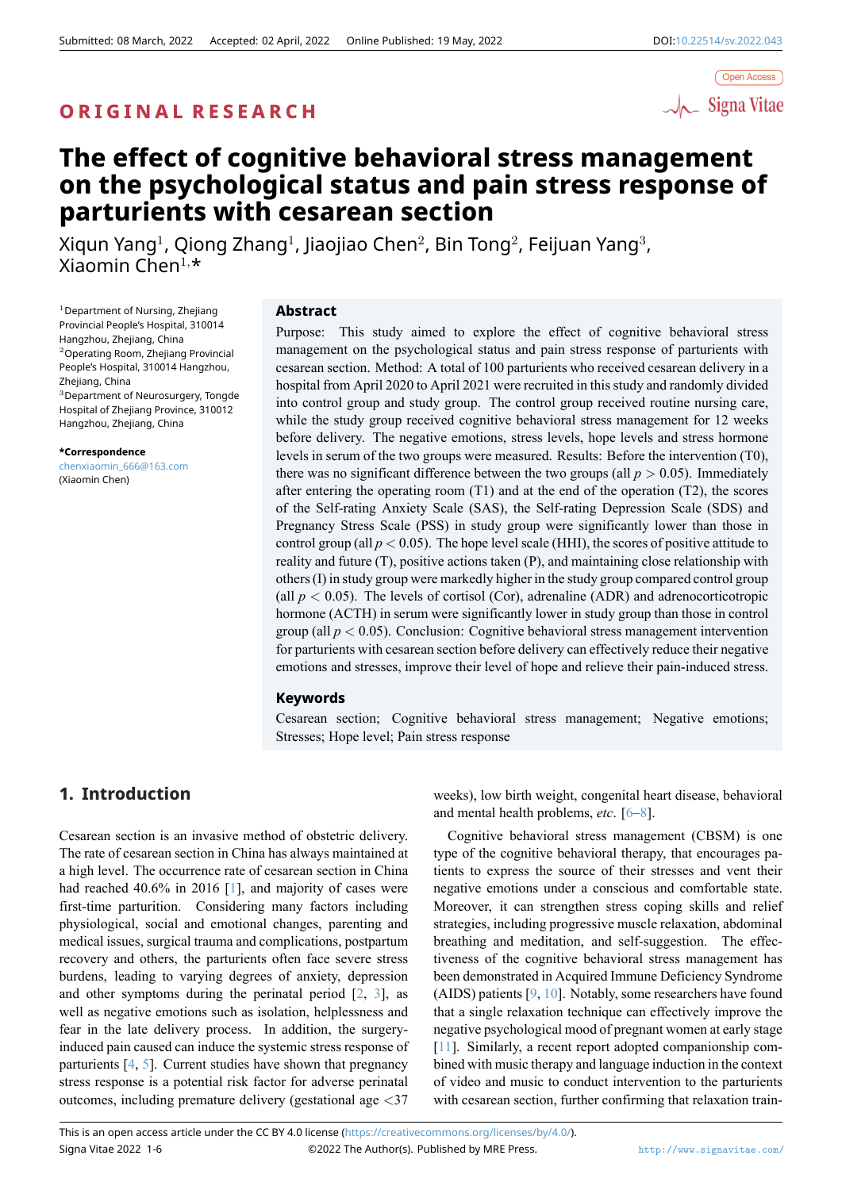Submitted: 08 March, 2022 Accepted: 02 April, 2022 Online Published: 19 May, 2022 DOI:10.22514/sv.2022.043

Open Access

ORIGINAL RESEARCH

# The effect of cognitive behavioral stress management on the psychological status and pain stress response of parturients with cesarean section

Xiqun Yang[1], Qiong Zhang[1], Jiaojiao Chen[2], Bin Tong[2], Feijuan Yang[3], Xiaomin Chen[1,*]

[1]Department of Nursing, Zhejiang Provincial People's Hospital, 310014 Hangzhou, Zhejiang, China
[2]Operating Room, Zhejiang Provincial People's Hospital, 310014 Hangzhou, Zhejiang, China
[3]Department of Neurosurgery, Tongde Hospital of Zhejiang Province, 310012 Hangzhou, Zhejiang, China

**\*Correspondence**
chenxiaomin_666@163.com
(Xiaomin Chen)

## Abstract

Purpose: This study aimed to explore the effect of cognitive behavioral stress management on the psychological status and pain stress response of parturients with cesarean section. Method: A total of 100 parturients who received cesarean delivery in a hospital from April 2020 to April 2021 were recruited in this study and randomly divided into control group and study group. The control group received routine nursing care, while the study group received cognitive behavioral stress management for 12 weeks before delivery. The negative emotions, stress levels, hope levels and stress hormone levels in serum of the two groups were measured. Results: Before the intervention (T0), there was no significant difference between the two groups (all $p > 0.05$). Immediately after entering the operating room (T1) and at the end of the operation (T2), the scores of the Self-rating Anxiety Scale (SAS), the Self-rating Depression Scale (SDS) and Pregnancy Stress Scale (PSS) in study group were significantly lower than those in control group (all $p < 0.05$). The hope level scale (HHI), the scores of positive attitude to reality and future (T), positive actions taken (P), and maintaining close relationship with others (I) in study group were markedly higher in the study group compared control group (all $p < 0.05$). The levels of cortisol (Cor), adrenaline (ADR) and adrenocorticotropic hormone (ACTH) in serum were significantly lower in study group than those in control group (all $p < 0.05$). Conclusion: Cognitive behavioral stress management intervention for parturients with cesarean section before delivery can effectively reduce their negative emotions and stresses, improve their level of hope and relieve their pain-induced stress.

## Keywords

Cesarean section; Cognitive behavioral stress management; Negative emotions; Stresses; Hope level; Pain stress response

## 1. Introduction

Cesarean section is an invasive method of obstetric delivery. The rate of cesarean section in China has always maintained at a high level. The occurrence rate of cesarean section in China had reached 40.6% in 2016 [1], and majority of cases were first-time parturition. Considering many factors including physiological, social and emotional changes, parenting and medical issues, surgical trauma and complications, postpartum recovery and others, the parturients often face severe stress burdens, leading to varying degrees of anxiety, depression and other symptoms during the perinatal period [2, 3], as well as negative emotions such as isolation, helplessness and fear in the late delivery process. In addition, the surgery-induced pain caused can induce the systemic stress response of parturients [4, 5]. Current studies have shown that pregnancy stress response is a potential risk factor for adverse perinatal outcomes, including premature delivery (gestational age <37 weeks), low birth weight, congenital heart disease, behavioral and mental health problems, *etc*. [6–8].

Cognitive behavioral stress management (CBSM) is one type of the cognitive behavioral therapy, that encourages patients to express the source of their stresses and vent their negative emotions under a conscious and comfortable state. Moreover, it can strengthen stress coping skills and relief strategies, including progressive muscle relaxation, abdominal breathing and meditation, and self-suggestion. The effectiveness of the cognitive behavioral stress management has been demonstrated in Acquired Immune Deficiency Syndrome (AIDS) patients [9, 10]. Notably, some researchers have found that a single relaxation technique can effectively improve the negative psychological mood of pregnant women at early stage [11]. Similarly, a recent report adopted companionship combined with music therapy and language induction in the context of video and music to conduct intervention to the parturients with cesarean section, further confirming that relaxation train-

This is an open access article under the CC BY 4.0 license (https://creativecommons.org/licenses/by/4.0/).
©2022 The Author(s). Published by MRE Press.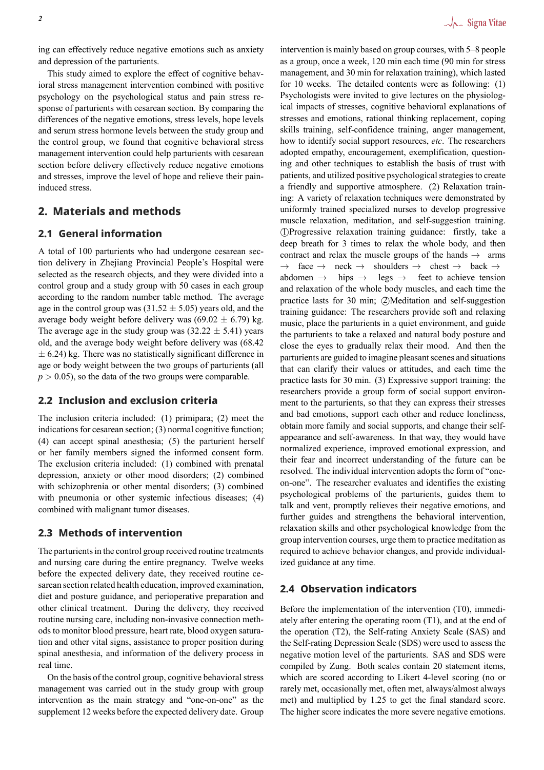ing can effectively reduce negative emotions such as anxiety and depression of the parturients.

This study aimed to explore the effect of cognitive behavioral stress management intervention combined with positive psychology on the psychological status and pain stress response of parturients with cesarean section. By comparing the differences of the negative emotions, stress levels, hope levels and serum stress hormone levels between the study group and the control group, we found that cognitive behavioral stress management intervention could help parturients with cesarean section before delivery effectively reduce negative emotions and stresses, improve the level of hope and relieve their pain-induced stress.

## 2. Materials and methods

### 2.1 General information

A total of 100 parturients who had undergone cesarean section delivery in Zhejiang Provincial People's Hospital were selected as the research objects, and they were divided into a control group and a study group with 50 cases in each group according to the random number table method. The average age in the control group was (31.52 ± 5.05) years old, and the average body weight before delivery was (69.02 ± 6.79) kg. The average age in the study group was (32.22 ± 5.41) years old, and the average body weight before delivery was (68.42 ± 6.24) kg. There was no statistically significant difference in age or body weight between the two groups of parturients (all $p > 0.05$), so the data of the two groups were comparable.

### 2.2 Inclusion and exclusion criteria

The inclusion criteria included: (1) primipara; (2) meet the indications for cesarean section; (3) normal cognitive function; (4) can accept spinal anesthesia; (5) the parturient herself or her family members signed the informed consent form. The exclusion criteria included: (1) combined with prenatal depression, anxiety or other mood disorders; (2) combined with schizophrenia or other mental disorders; (3) combined with pneumonia or other systemic infectious diseases; (4) combined with malignant tumor diseases.

### 2.3 Methods of intervention

The parturients in the control group received routine treatments and nursing care during the entire pregnancy. Twelve weeks before the expected delivery date, they received routine cesarean section related health education, improved examination, diet and posture guidance, and perioperative preparation and other clinical treatment. During the delivery, they received routine nursing care, including non-invasive connection methods to monitor blood pressure, heart rate, blood oxygen saturation and other vital signs, assistance to proper position during spinal anesthesia, and information of the delivery process in real time.

On the basis of the control group, cognitive behavioral stress management was carried out in the study group with group intervention as the main strategy and "one-on-one" as the supplement 12 weeks before the expected delivery date. Group intervention is mainly based on group courses, with 5–8 people as a group, once a week, 120 min each time (90 min for stress management, and 30 min for relaxation training), which lasted for 10 weeks. The detailed contents were as following: (1) Psychologists were invited to give lectures on the physiological impacts of stresses, cognitive behavioral explanations of stresses and emotions, rational thinking reappraisal, coping skills training, self-confidence training, anger management, how to identify social support resources, *etc*. The researchers adopted empathy, encouragement, exemplification, questioning and other techniques to establish the basis of trust with patients, and utilized positive psychological strategies to create a friendly and supportive atmosphere. (2) Relaxation training: A variety of relaxation techniques were demonstrated by uniformly trained specialized nurses to develop progressive muscle relaxation, meditation, and self-suggestion training. ①Progressive relaxation training guidance: firstly, take a deep breath for 3 times to relax the whole body, and then contract and relax the muscle groups of the hands → arms → face → neck → shoulders → chest → back → abdomen → hips → legs → feet to achieve tension and relaxation of the whole body muscles, and each time the practice lasts for 30 min; ②Meditation and self-suggestion training guidance: The researchers provide soft and relaxing music, place the parturients in a quiet environment, and guide the parturients to take a relaxed and natural body posture and close the eyes to gradually relax their mood. And then the parturients are guided to imagine pleasant scenes and situations that can clarify their values or attitudes, and each time the practice lasts for 30 min. (3) Expressive support training: the researchers provide a group form of social support environment to the parturients, so that they can express their stresses and bad emotions, support each other and reduce loneliness, obtain more family and social supports, and change their self-appearance and self-awareness. In that way, they would have normalized experience, improved emotional expression, and their fear and incorrect understanding of the future can be resolved. The individual intervention adopts the form of "one-on-one". The researcher evaluates and identifies the existing psychological problems of the parturients, guides them to talk and vent, promptly relieves their negative emotions, and further guides and strengthens the behavioral intervention, relaxation skills and other psychological knowledge from the group intervention courses, urge them to practice meditation as required to achieve behavior changes, and provide individualized guidance at any time.

### 2.4 Observation indicators

Before the implementation of the intervention (T0), immediately after entering the operating room (T1), and at the end of the operation (T2), the Self-rating Anxiety Scale (SAS) and the Self-rating Depression Scale (SDS) were used to assess the negative motion level of the parturients. SAS and SDS were compiled by Zung. Both scales contain 20 statement items, which are scored according to Likert 4-level scoring (no or rarely met, occasionally met, often met, always/almost always met) and multiplied by 1.25 to get the final standard score. The higher score indicates the more severe negative emotions.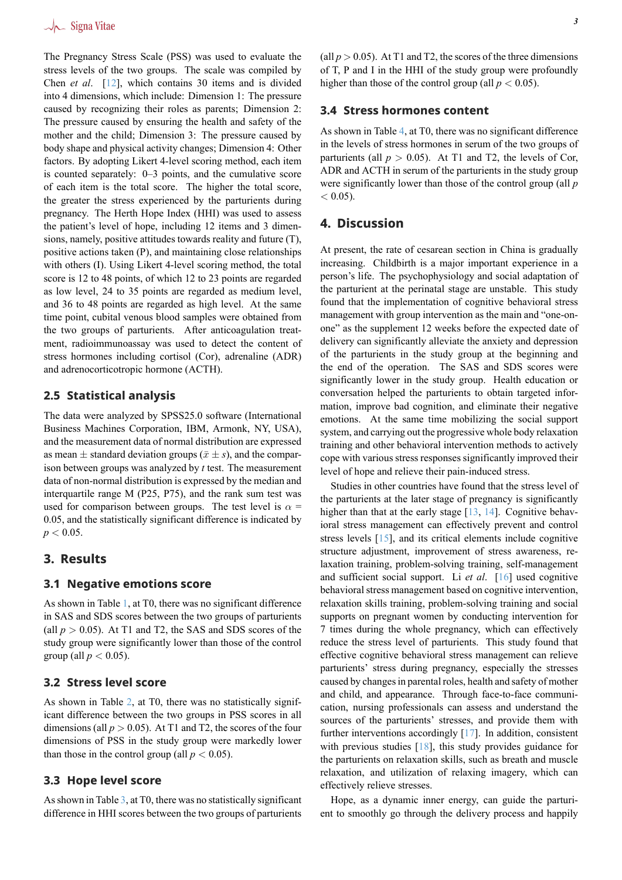The Pregnancy Stress Scale (PSS) was used to evaluate the stress levels of the two groups. The scale was compiled by Chen *et al*. [12], which contains 30 items and is divided into 4 dimensions, which include: Dimension 1: The pressure caused by recognizing their roles as parents; Dimension 2: The pressure caused by ensuring the health and safety of the mother and the child; Dimension 3: The pressure caused by body shape and physical activity changes; Dimension 4: Other factors. By adopting Likert 4-level scoring method, each item is counted separately: 0–3 points, and the cumulative score of each item is the total score. The higher the total score, the greater the stress experienced by the parturients during pregnancy. The Herth Hope Index (HHI) was used to assess the patient's level of hope, including 12 items and 3 dimensions, namely, positive attitudes towards reality and future (T), positive actions taken (P), and maintaining close relationships with others (I). Using Likert 4-level scoring method, the total score is 12 to 48 points, of which 12 to 23 points are regarded as low level, 24 to 35 points are regarded as medium level, and 36 to 48 points are regarded as high level. At the same time point, cubital venous blood samples were obtained from the two groups of parturients. After anticoagulation treatment, radioimmunoassay was used to detect the content of stress hormones including cortisol (Cor), adrenaline (ADR) and adrenocorticotropic hormone (ACTH).

## 2.5 Statistical analysis

The data were analyzed by SPSS25.0 software (International Business Machines Corporation, IBM, Armonk, NY, USA), and the measurement data of normal distribution are expressed as mean ± standard deviation groups ($\bar{x} \pm s$), and the comparison between groups was analyzed by $t$ test. The measurement data of non-normal distribution is expressed by the median and interquartile range M (P25, P75), and the rank sum test was used for comparison between groups. The test level is $\alpha$ = 0.05, and the statistically significant difference is indicated by $p < 0.05$.

# 3. Results

## 3.1 Negative emotions score

As shown in Table 1, at T0, there was no significant difference in SAS and SDS scores between the two groups of parturients (all $p > 0.05$). At T1 and T2, the SAS and SDS scores of the study group were significantly lower than those of the control group (all $p < 0.05$).

## 3.2 Stress level score

As shown in Table 2, at T0, there was no statistically significant difference between the two groups in PSS scores in all dimensions (all $p > 0.05$). At T1 and T2, the scores of the four dimensions of PSS in the study group were markedly lower than those in the control group (all $p < 0.05$).

## 3.3 Hope level score

As shown in Table 3, at T0, there was no statistically significant difference in HHI scores between the two groups of parturients (all $p > 0.05$). At T1 and T2, the scores of the three dimensions of T, P and I in the HHI of the study group were profoundly higher than those of the control group (all $p < 0.05$).

## 3.4 Stress hormones content

As shown in Table 4, at T0, there was no significant difference in the levels of stress hormones in serum of the two groups of parturients (all $p > 0.05$). At T1 and T2, the levels of Cor, ADR and ACTH in serum of the parturients in the study group were significantly lower than those of the control group (all $p < 0.05$).

# 4. Discussion

At present, the rate of cesarean section in China is gradually increasing. Childbirth is a major important experience in a person's life. The psychophysiology and social adaptation of the parturient at the perinatal stage are unstable. This study found that the implementation of cognitive behavioral stress management with group intervention as the main and "one-on-one" as the supplement 12 weeks before the expected date of delivery can significantly alleviate the anxiety and depression of the parturients in the study group at the beginning and the end of the operation. The SAS and SDS scores were significantly lower in the study group. Health education or conversation helped the parturients to obtain targeted information, improve bad cognition, and eliminate their negative emotions. At the same time mobilizing the social support system, and carrying out the progressive whole body relaxation training and other behavioral intervention methods to actively cope with various stress responses significantly improved their level of hope and relieve their pain-induced stress.

Studies in other countries have found that the stress level of the parturients at the later stage of pregnancy is significantly higher than that at the early stage [13, 14]. Cognitive behavioral stress management can effectively prevent and control stress levels [15], and its critical elements include cognitive structure adjustment, improvement of stress awareness, relaxation training, problem-solving training, self-management and sufficient social support. Li *et al*. [16] used cognitive behavioral stress management based on cognitive intervention, relaxation skills training, problem-solving training and social supports on pregnant women by conducting intervention for 7 times during the whole pregnancy, which can effectively reduce the stress level of parturients. This study found that effective cognitive behavioral stress management can relieve parturients' stress during pregnancy, especially the stresses caused by changes in parental roles, health and safety of mother and child, and appearance. Through face-to-face communication, nursing professionals can assess and understand the sources of the parturients' stresses, and provide them with further interventions accordingly [17]. In addition, consistent with previous studies [18], this study provides guidance for the parturients on relaxation skills, such as breath and muscle relaxation, and utilization of relaxing imagery, which can effectively relieve stresses.

Hope, as a dynamic inner energy, can guide the parturient to smoothly go through the delivery process and happily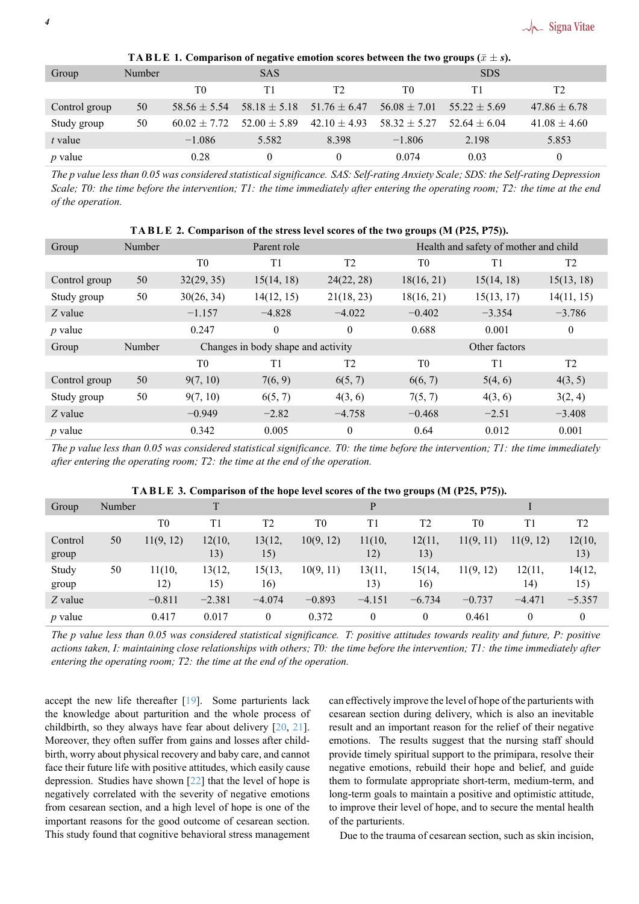**TABLE 1. Comparison of negative emotion scores between the two groups ($\bar{x} \pm s$).**

| Group | Number | SAS | | | SDS | | |
|---|---|---|---|---|---|---|---|
| | | T0 | T1 | T2 | T0 | T1 | T2 |
| Control group | 50 | 58.56 ± 5.54 | 58.18 ± 5.18 | 51.76 ± 6.47 | 56.08 ± 7.01 | 55.22 ± 5.69 | 47.86 ± 6.78 |
| Study group | 50 | 60.02 ± 7.72 | 52.00 ± 5.89 | 42.10 ± 4.93 | 58.32 ± 5.27 | 52.64 ± 6.04 | 41.08 ± 4.60 |
| *t* value | | −1.086 | 5.582 | 8.398 | −1.806 | 2.198 | 5.853 |
| *p* value | | 0.28 | 0 | 0 | 0.074 | 0.03 | 0 |

*The p value less than 0.05 was considered statistical significance. SAS: Self-rating Anxiety Scale; SDS: the Self-rating Depression Scale; T0: the time before the intervention; T1: the time immediately after entering the operating room; T2: the time at the end of the operation.*

**TABLE 2. Comparison of the stress level scores of the two groups (M (P25, P75)).**

| Group | Number | Parent role | | | Health and safety of mother and child | | |
|---|---|---|---|---|---|---|---|
| | | T0 | T1 | T2 | T0 | T1 | T2 |
| Control group | 50 | 32(29, 35) | 15(14, 18) | 24(22, 28) | 18(16, 21) | 15(14, 18) | 15(13, 18) |
| Study group | 50 | 30(26, 34) | 14(12, 15) | 21(18, 23) | 18(16, 21) | 15(13, 17) | 14(11, 15) |
| *Z* value | | −1.157 | −4.828 | −4.022 | −0.402 | −3.354 | −3.786 |
| *p* value | | 0.247 | 0 | 0 | 0.688 | 0.001 | 0 |
| Group | Number | Changes in body shape and activity | | | Other factors | | |
| | | T0 | T1 | T2 | T0 | T1 | T2 |
| Control group | 50 | 9(7, 10) | 7(6, 9) | 6(5, 7) | 6(6, 7) | 5(4, 6) | 4(3, 5) |
| Study group | 50 | 9(7, 10) | 6(5, 7) | 4(3, 6) | 7(5, 7) | 4(3, 6) | 3(2, 4) |
| *Z* value | | −0.949 | −2.82 | −4.758 | −0.468 | −2.51 | −3.408 |
| *p* value | | 0.342 | 0.005 | 0 | 0.64 | 0.012 | 0.001 |

*The p value less than 0.05 was considered statistical significance. T0: the time before the intervention; T1: the time immediately after entering the operating room; T2: the time at the end of the operation.*

**TABLE 3. Comparison of the hope level scores of the two groups (M (P25, P75)).**

| Group | Number | T | | | P | | | I | | |
|---|---|---|---|---|---|---|---|---|---|---|
| | | T0 | T1 | T2 | T0 | T1 | T2 | T0 | T1 | T2 |
| Control group | 50 | 11(9, 12) | 12(10, 13) | 13(12, 15) | 10(9, 12) | 11(10, 12) | 12(11, 13) | 11(9, 11) | 11(9, 12) | 12(10, 13) |
| Study group | 50 | 11(10, 12) | 13(12, 15) | 15(13, 16) | 10(9, 11) | 13(11, 13) | 15(14, 16) | 11(9, 12) | 12(11, 14) | 14(12, 15) |
| *Z* value | | −0.811 | −2.381 | −4.074 | −0.893 | −4.151 | −6.734 | −0.737 | −4.471 | −5.357 |
| *p* value | | 0.417 | 0.017 | 0 | 0.372 | 0 | 0 | 0.461 | 0 | 0 |

*The p value less than 0.05 was considered statistical significance. T: positive attitudes towards reality and future, P: positive actions taken, I: maintaining close relationships with others; T0: the time before the intervention; T1: the time immediately after entering the operating room; T2: the time at the end of the operation.*

accept the new life thereafter [19]. Some parturients lack the knowledge about parturition and the whole process of childbirth, so they always have fear about delivery [20, 21]. Moreover, they often suffer from gains and losses after childbirth, worry about physical recovery and baby care, and cannot face their future life with positive attitudes, which easily cause depression. Studies have shown [22] that the level of hope is negatively correlated with the severity of negative emotions from cesarean section, and a high level of hope is one of the important reasons for the good outcome of cesarean section. This study found that cognitive behavioral stress management can effectively improve the level of hope of the parturients with cesarean section during delivery, which is also an inevitable result and an important reason for the relief of their negative emotions. The results suggest that the nursing staff should provide timely spiritual support to the primipara, resolve their negative emotions, rebuild their hope and belief, and guide them to formulate appropriate short-term, medium-term, and long-term goals to maintain a positive and optimistic attitude, to improve their level of hope, and to secure the mental health of the parturients.

Due to the trauma of cesarean section, such as skin incision,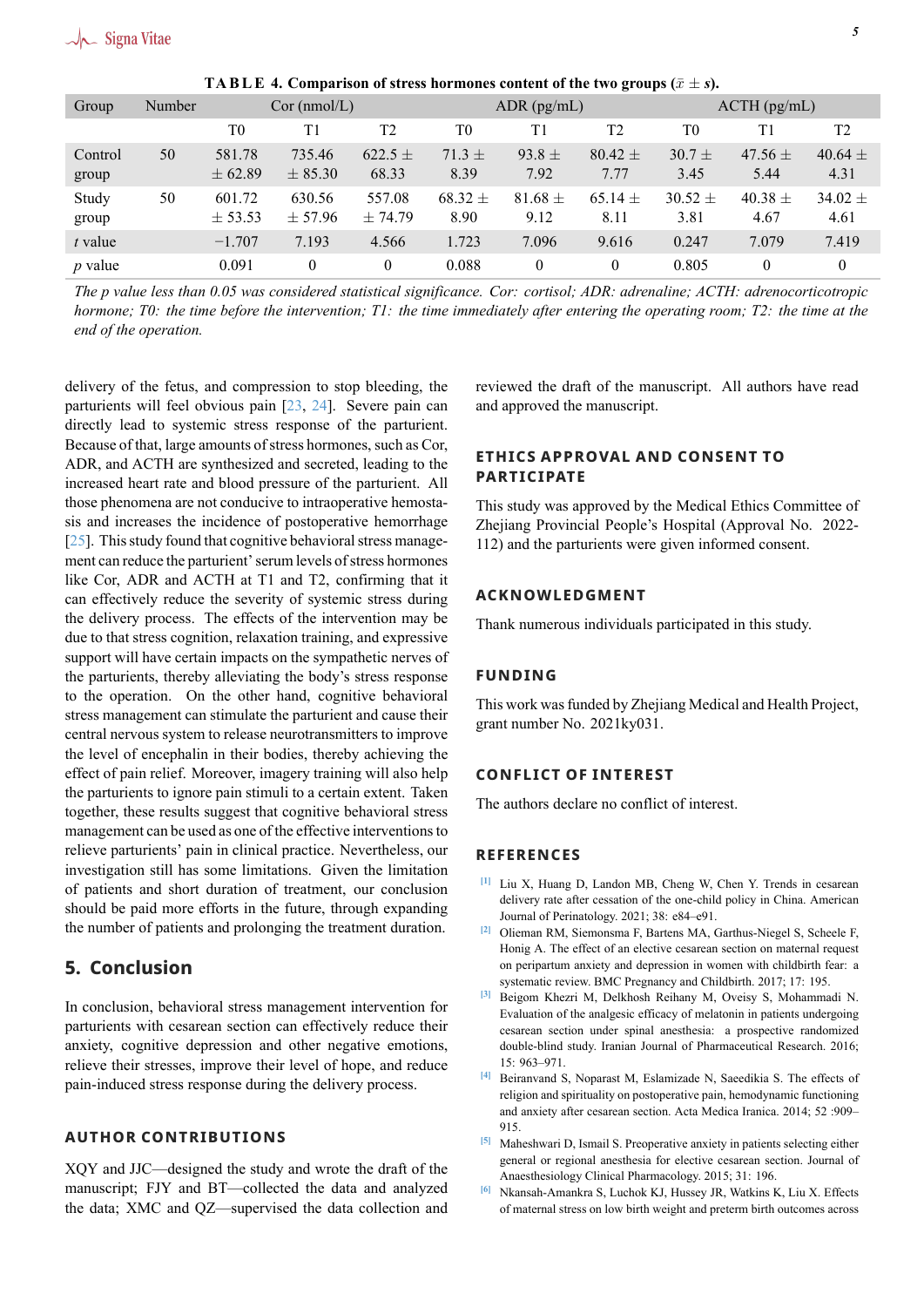**TABLE 4. Comparison of stress hormones content of the two groups ($\bar{x} \pm s$).**

| Group | Number | Cor (nmol/L) | | | ADR (pg/mL) | | | ACTH (pg/mL) | | |
|---|---|---|---|---|---|---|---|---|---|---|
| | | T0 | T1 | T2 | T0 | T1 | T2 | T0 | T1 | T2 |
| Control group | 50 | 581.78 ± 62.89 | 735.46 ± 85.30 | 622.5 ± 68.33 | 71.3 ± 8.39 | 93.8 ± 7.92 | 80.42 ± 7.77 | 30.7 ± 3.45 | 47.56 ± 5.44 | 40.64 ± 4.31 |
| Study group | 50 | 601.72 ± 53.53 | 630.56 ± 57.96 | 557.08 ± 74.79 | 68.32 ± 8.90 | 81.68 ± 9.12 | 65.14 ± 8.11 | 30.52 ± 3.81 | 40.38 ± 4.67 | 34.02 ± 4.61 |
| $t$ value | | −1.707 | 7.193 | 4.566 | 1.723 | 7.096 | 9.616 | 0.247 | 7.079 | 7.419 |
| $p$ value | | 0.091 | 0 | 0 | 0.088 | 0 | 0 | 0.805 | 0 | 0 |

*The p value less than 0.05 was considered statistical significance. Cor: cortisol; ADR: adrenaline; ACTH: adrenocorticotropic hormone; T0: the time before the intervention; T1: the time immediately after entering the operating room; T2: the time at the end of the operation.*

delivery of the fetus, and compression to stop bleeding, the parturients will feel obvious pain [23, 24]. Severe pain can directly lead to systemic stress response of the parturient. Because of that, large amounts of stress hormones, such as Cor, ADR, and ACTH are synthesized and secreted, leading to the increased heart rate and blood pressure of the parturient. All those phenomena are not conducive to intraoperative hemostasis and increases the incidence of postoperative hemorrhage [25]. This study found that cognitive behavioral stress management can reduce the parturient' serum levels of stress hormones like Cor, ADR and ACTH at T1 and T2, confirming that it can effectively reduce the severity of systemic stress during the delivery process. The effects of the intervention may be due to that stress cognition, relaxation training, and expressive support will have certain impacts on the sympathetic nerves of the parturients, thereby alleviating the body's stress response to the operation. On the other hand, cognitive behavioral stress management can stimulate the parturient and cause their central nervous system to release neurotransmitters to improve the level of encephalin in their bodies, thereby achieving the effect of pain relief. Moreover, imagery training will also help the parturients to ignore pain stimuli to a certain extent. Taken together, these results suggest that cognitive behavioral stress management can be used as one of the effective interventions to relieve parturients' pain in clinical practice. Nevertheless, our investigation still has some limitations. Given the limitation of patients and short duration of treatment, our conclusion should be paid more efforts in the future, through expanding the number of patients and prolonging the treatment duration.

## 5. Conclusion

In conclusion, behavioral stress management intervention for parturients with cesarean section can effectively reduce their anxiety, cognitive depression and other negative emotions, relieve their stresses, improve their level of hope, and reduce pain-induced stress response during the delivery process.

### AUTHOR CONTRIBUTIONS

XQY and JJC—designed the study and wrote the draft of the manuscript; FJY and BT—collected the data and analyzed the data; XMC and QZ—supervised the data collection and reviewed the draft of the manuscript. All authors have read and approved the manuscript.

### ETHICS APPROVAL AND CONSENT TO PARTICIPATE

This study was approved by the Medical Ethics Committee of Zhejiang Provincial People's Hospital (Approval No. 2022-112) and the parturients were given informed consent.

### ACKNOWLEDGMENT

Thank numerous individuals participated in this study.

### FUNDING

This work was funded by Zhejiang Medical and Health Project, grant number No. 2021ky031.

### CONFLICT OF INTEREST

The authors declare no conflict of interest.

### REFERENCES

[1] Liu X, Huang D, Landon MB, Cheng W, Chen Y. Trends in cesarean delivery rate after cessation of the one-child policy in China. American Journal of Perinatology. 2021; 38: e84–e91.

[2] Olieman RM, Siemonsma F, Bartens MA, Garthus-Niegel S, Scheele F, Honig A. The effect of an elective cesarean section on maternal request on peripartum anxiety and depression in women with childbirth fear: a systematic review. BMC Pregnancy and Childbirth. 2017; 17: 195.

[3] Beigom Khezri M, Delkhosh Reihany M, Oveisy S, Mohammadi N. Evaluation of the analgesic efficacy of melatonin in patients undergoing cesarean section under spinal anesthesia: a prospective randomized double-blind study. Iranian Journal of Pharmaceutical Research. 2016; 15: 963–971.

[4] Beiranvand S, Noparast M, Eslamizade N, Saeedikia S. The effects of religion and spirituality on postoperative pain, hemodynamic functioning and anxiety after cesarean section. Acta Medica Iranica. 2014; 52 :909–915.

[5] Maheshwari D, Ismail S. Preoperative anxiety in patients selecting either general or regional anesthesia for elective cesarean section. Journal of Anaesthesiology Clinical Pharmacology. 2015; 31: 196.

[6] Nkansah-Amankra S, Luchok KJ, Hussey JR, Watkins K, Liu X. Effects of maternal stress on low birth weight and preterm birth outcomes across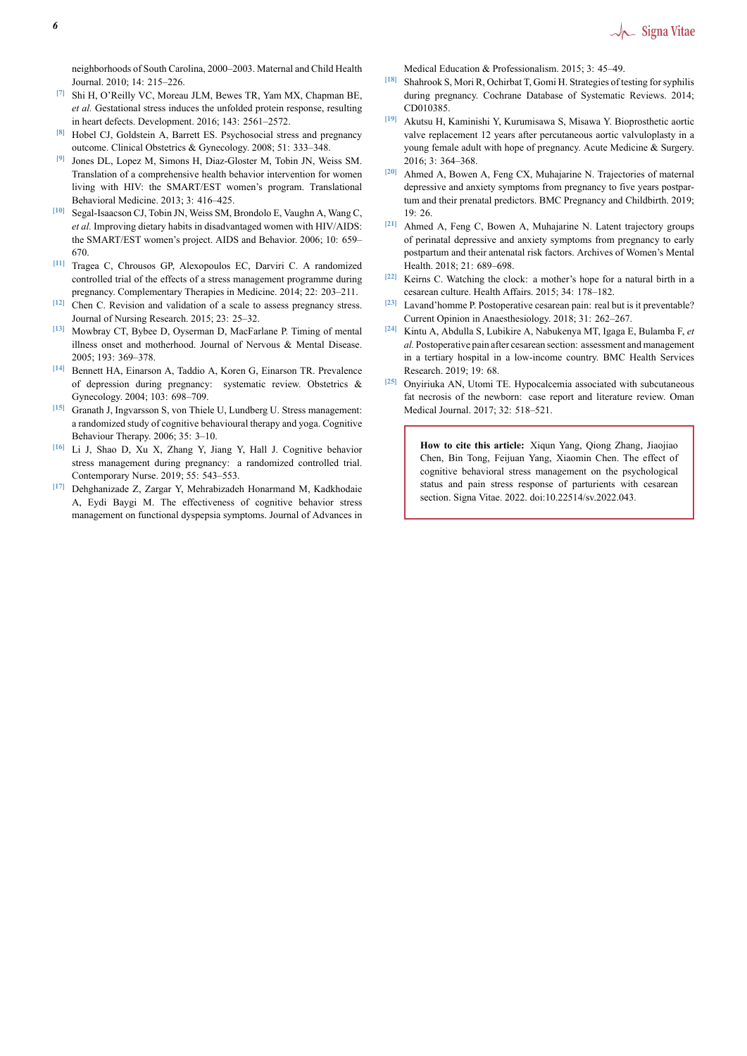neighborhoods of South Carolina, 2000–2003. Maternal and Child Health Journal. 2010; 14: 215–226.

[7] Shi H, O'Reilly VC, Moreau JLM, Bewes TR, Yam MX, Chapman BE, *et al.* Gestational stress induces the unfolded protein response, resulting in heart defects. Development. 2016; 143: 2561–2572.

[8] Hobel CJ, Goldstein A, Barrett ES. Psychosocial stress and pregnancy outcome. Clinical Obstetrics & Gynecology. 2008; 51: 333–348.

[9] Jones DL, Lopez M, Simons H, Diaz-Gloster M, Tobin JN, Weiss SM. Translation of a comprehensive health behavior intervention for women living with HIV: the SMART/EST women's program. Translational Behavioral Medicine. 2013; 3: 416–425.

[10] Segal-Isaacson CJ, Tobin JN, Weiss SM, Brondolo E, Vaughn A, Wang C, *et al.* Improving dietary habits in disadvantaged women with HIV/AIDS: the SMART/EST women's project. AIDS and Behavior. 2006; 10: 659–670.

[11] Tragea C, Chrousos GP, Alexopoulos EC, Darviri C. A randomized controlled trial of the effects of a stress management programme during pregnancy. Complementary Therapies in Medicine. 2014; 22: 203–211.

[12] Chen C. Revision and validation of a scale to assess pregnancy stress. Journal of Nursing Research. 2015; 23: 25–32.

[13] Mowbray CT, Bybee D, Oyserman D, MacFarlane P. Timing of mental illness onset and motherhood. Journal of Nervous & Mental Disease. 2005; 193: 369–378.

[14] Bennett HA, Einarson A, Taddio A, Koren G, Einarson TR. Prevalence of depression during pregnancy: systematic review. Obstetrics & Gynecology. 2004; 103: 698–709.

[15] Granath J, Ingvarsson S, von Thiele U, Lundberg U. Stress management: a randomized study of cognitive behavioural therapy and yoga. Cognitive Behaviour Therapy. 2006; 35: 3–10.

[16] Li J, Shao D, Xu X, Zhang Y, Jiang Y, Hall J. Cognitive behavior stress management during pregnancy: a randomized controlled trial. Contemporary Nurse. 2019; 55: 543–553.

[17] Dehghanizade Z, Zargar Y, Mehrabizadeh Honarmand M, Kadkhodaie A, Eydi Baygi M. The effectiveness of cognitive behavior stress management on functional dyspepsia symptoms. Journal of Advances in Medical Education & Professionalism. 2015; 3: 45–49.

[18] Shahrook S, Mori R, Ochirbat T, Gomi H. Strategies of testing for syphilis during pregnancy. Cochrane Database of Systematic Reviews. 2014; CD010385.

[19] Akutsu H, Kaminishi Y, Kurumisawa S, Misawa Y. Bioprosthetic aortic valve replacement 12 years after percutaneous aortic valvuloplasty in a young female adult with hope of pregnancy. Acute Medicine & Surgery. 2016; 3: 364–368.

[20] Ahmed A, Bowen A, Feng CX, Muhajarine N. Trajectories of maternal depressive and anxiety symptoms from pregnancy to five years postpartum and their prenatal predictors. BMC Pregnancy and Childbirth. 2019; 19: 26.

[21] Ahmed A, Feng C, Bowen A, Muhajarine N. Latent trajectory groups of perinatal depressive and anxiety symptoms from pregnancy to early postpartum and their antenatal risk factors. Archives of Women's Mental Health. 2018; 21: 689–698.

[22] Keirns C. Watching the clock: a mother's hope for a natural birth in a cesarean culture. Health Affairs. 2015; 34: 178–182.

[23] Lavand'homme P. Postoperative cesarean pain: real but is it preventable? Current Opinion in Anaesthesiology. 2018; 31: 262–267.

[24] Kintu A, Abdulla S, Lubikire A, Nabukenya MT, Igaga E, Bulamba F, *et al.* Postoperative pain after cesarean section: assessment and management in a tertiary hospital in a low-income country. BMC Health Services Research. 2019; 19: 68.

[25] Onyiriuka AN, Utomi TE. Hypocalcemia associated with subcutaneous fat necrosis of the newborn: case report and literature review. Oman Medical Journal. 2017; 32: 518–521.

**How to cite this article:** Xiqun Yang, Qiong Zhang, Jiaojiao Chen, Bin Tong, Feijuan Yang, Xiaomin Chen. The effect of cognitive behavioral stress management on the psychological status and pain stress response of parturients with cesarean section. Signa Vitae. 2022. doi:10.22514/sv.2022.043.